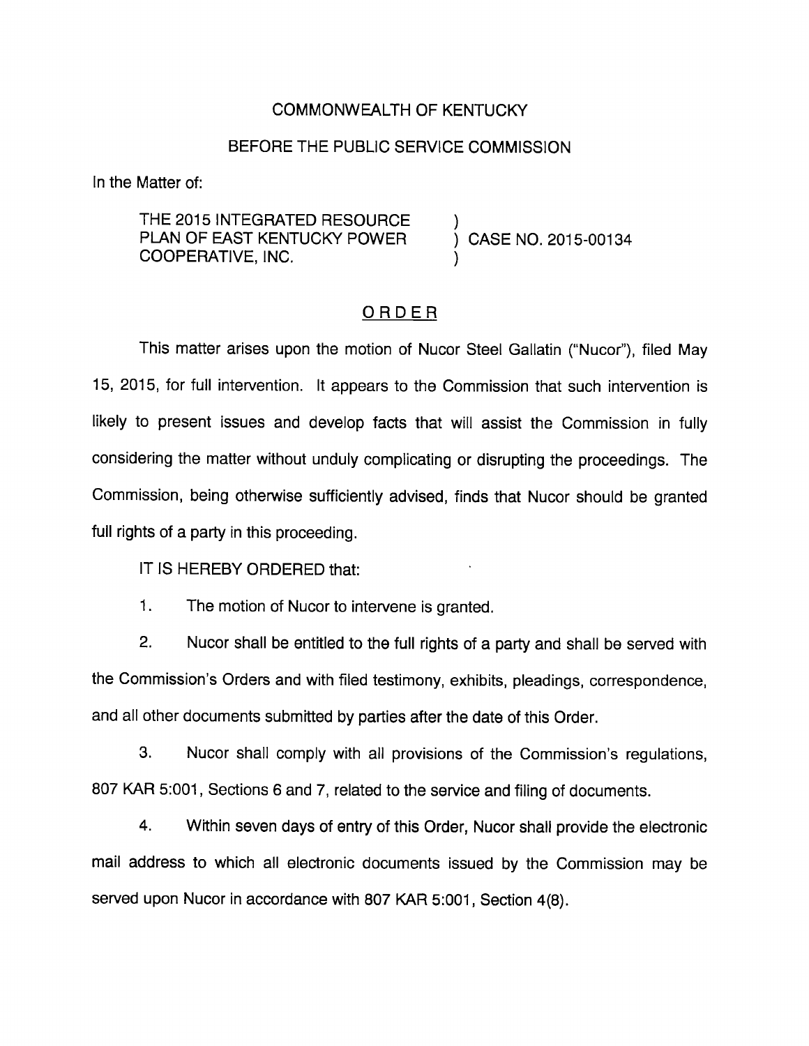COMMONWEALTH OF KENTUCKY

BEFORE THE PUBLIC SERVICE COMMISSION

In the Matter of:

THE 2015 INTEGRATED RESOURCE PLAN OF EAST KENTUCKY POWER COOPERATIVE, INC. ) CASE NO. 2015-00134

## ORDER

This matter arises upon the motion of Nucor Steel Gallatin ("Nucor"), filed May 15, 2015, for full intervention. It appears to the Commission that such intervention is likely to present issues and develop facts that will assist the Commission in fully considering the matter without unduly complicating or disrupting the proceedings. The Commission, being otherwise sufficiently advised, finds that Nucor should be granted full rights of a party in this proceeding.

IT IS HEREBY ORDERED that:

1. The motion of Nucor to intervene is granted.

2. Nucor shall be entitled to the full rights of a party and shall be served with the Commission's Orders and with filed testimony, exhibits, pleadings, correspondence, and all other documents submitted by parties after the date of this Order.

3. Nucor shall comply with all provisions of the Commission's regulations, 807 KAR 5:001, Sections 6 and 7, related to the service and filing of documents.

4. Within seven days of entry of this Order, Nucor shall provide the electronic mail address to which all electronic documents issued by the Commission may be served upon Nucor in accordance with 807 KAR 5:001, Section 4(8).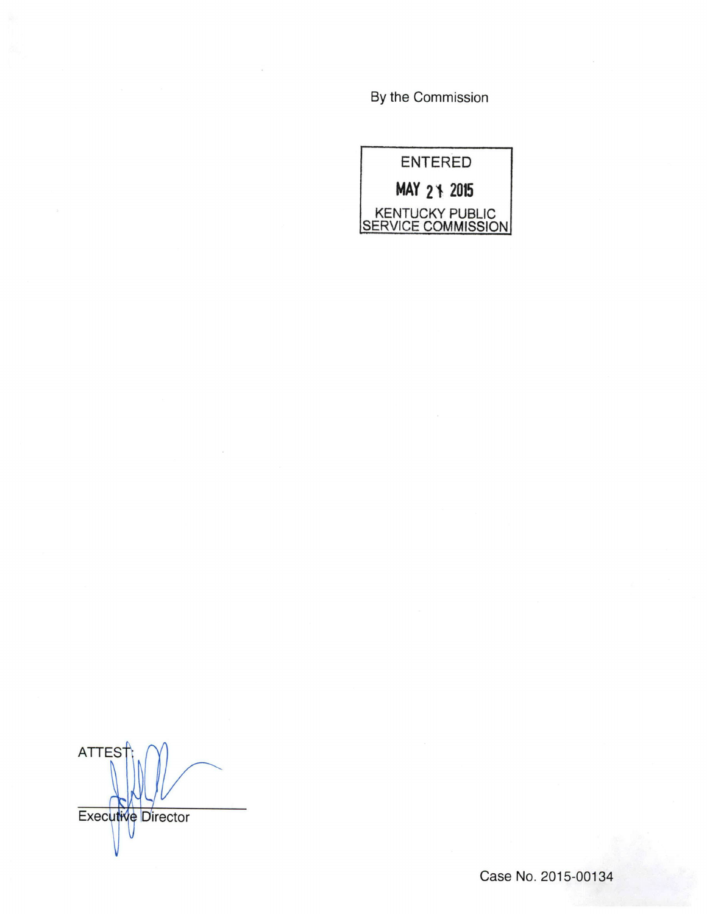By the Commission

ENTERED

MAY 21 2015

KENTUCKY PUBLIC SERVICE COMMISSION

ATTEST:

Executive Director

Case No. 2015-00134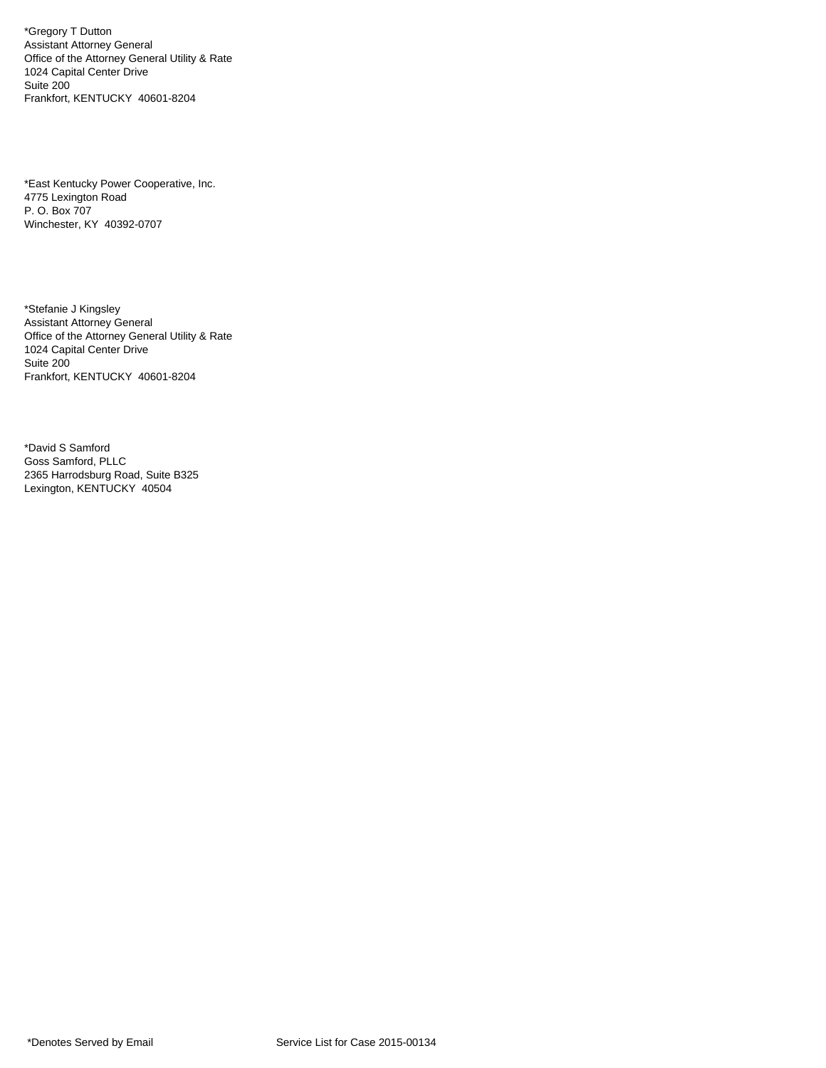*Gregory T Dutton
Assistant Attorney General
Office of the Attorney General Utility & Rate
1024 Capital Center Drive
Suite 200
Frankfort, KENTUCKY  40601-8204

*East Kentucky Power Cooperative, Inc.
4775 Lexington Road
P. O. Box 707
Winchester, KY  40392-0707

*Stefanie J Kingsley
Assistant Attorney General
Office of the Attorney General Utility & Rate
1024 Capital Center Drive
Suite 200
Frankfort, KENTUCKY  40601-8204

*David S Samford
Goss Samford, PLLC
2365 Harrodsburg Road, Suite B325
Lexington, KENTUCKY  40504

*Denotes Served by Email                    Service List for Case 2015-00134